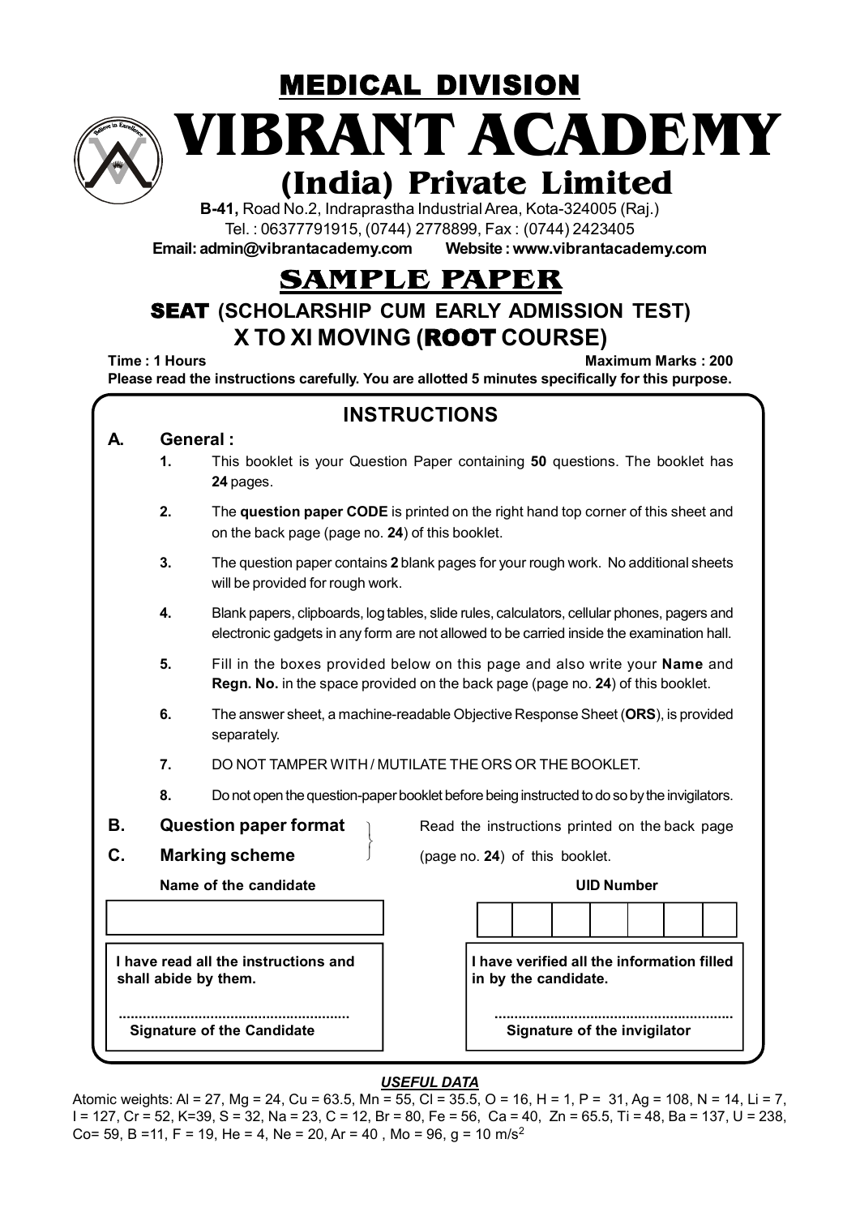# MEDICAL DIVISION

# VIBRANT ACADEMY

## (India) Private Limited

**B-41,** Road No.2, Indraprastha Industrial Area, Kota-324005 (Raj.)

Tel. : 06377791915, (0744) 2778899, Fax : (0744) 2423405

**Email: admin@vibrantacademy.com Website : www.vibrantacademy.com**

# SAMPLE PAPER

## SEAT (SCHOLARSHIP CUM EARLY ADMISSION TEST)

## X TO XI MOVING (ROOT COURSE)

**Time : 1 Hours** **Maximum Marks : 200**

**Please read the instructions carefully. You are allotted 5 minutes specifically for this purpose.**

### INSTRUCTIONS

**A. General :**

1. This booklet is your Question Paper containing **50** questions. The booklet has **24** pages.
2. The **question paper CODE** is printed on the right hand top corner of this sheet and on the back page (page no. **24**) of this booklet.
3. The question paper contains **2** blank pages for your rough work. No additional sheets will be provided for rough work.
4. Blank papers, clipboards, log tables, slide rules, calculators, cellular phones, pagers and electronic gadgets in any form are not allowed to be carried inside the examination hall.
5. Fill in the boxes provided below on this page and also write your **Name** and **Regn. No.** in the space provided on the back page (page no. **24**) of this booklet.
6. The answer sheet, a machine-readable Objective Response Sheet (**ORS**), is provided separately.
7. DO NOT TAMPER WITH / MUTILATE THE ORS OR THE BOOKLET.
8. Do not open the question-paper booklet before being instructed to do so by the invigilators.

**B. Question paper format**
**C. Marking scheme**

Read the instructions printed on the back page (page no. **24**) of this booklet.

**Name of the candidate** **UID Number**

**I have read all the instructions and shall abide by them.**

.........................................................
**Signature of the Candidate**

**I have verified all the information filled in by the candidate.**

.........................................................
**Signature of the invigilator**

***USEFUL DATA***

Atomic weights: Al = 27, Mg = 24, Cu = 63.5, Mn = 55, Cl = 35.5, O = 16, H = 1, P = 31, Ag = 108, N = 14, Li = 7, I = 127, Cr = 52, K=39, S = 32, Na = 23, C = 12, Br = 80, Fe = 56, Ca = 40, Zn = 65.5, Ti = 48, Ba = 137, U = 238, Co= 59, B =11, F = 19, He = 4, Ne = 20, Ar = 40 , Mo = 96, g = 10 $m/s^2$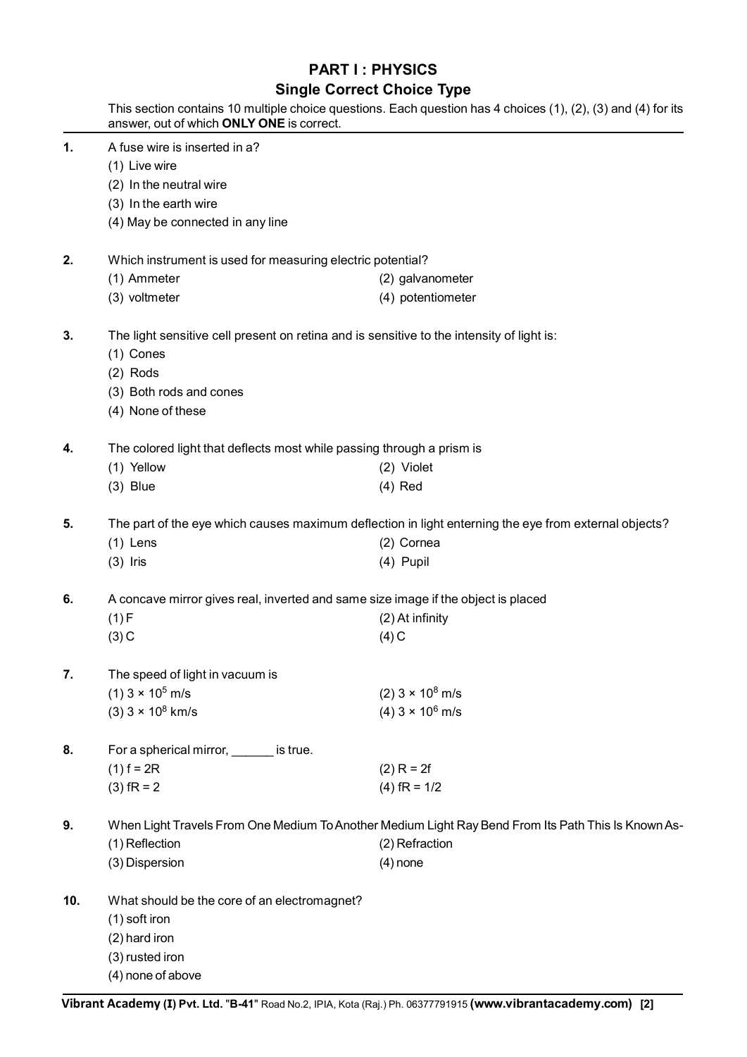## PART I : PHYSICS

### Single Correct Choice Type

This section contains 10 multiple choice questions. Each question has 4 choices (1), (2), (3) and (4) for its answer, out of which **ONLY ONE** is correct.

**1.** A fuse wire is inserted in a?

(1) Live wire
(2) In the neutral wire
(3) In the earth wire
(4) May be connected in any line

**2.** Which instrument is used for measuring electric potential?

(1) Ammeter
(2) galvanometer
(3) voltmeter
(4) potentiometer

**3.** The light sensitive cell present on retina and is sensitive to the intensity of light is:

(1) Cones
(2) Rods
(3) Both rods and cones
(4) None of these

**4.** The colored light that deflects most while passing through a prism is

(1) Yellow
(2) Violet
(3) Blue
(4) Red

**5.** The part of the eye which causes maximum deflection in light enterning the eye from external objects?

(1) Lens
(2) Cornea
(3) Iris
(4) Pupil

**6.** A concave mirror gives real, inverted and same size image if the object is placed

(1) F
(2) At infinity
(3) C
(4) C

**7.** The speed of light in vacuum is

(1) $3 \times 10^5$ m/s
(2) $3 \times 10^8$ m/s
(3) $3 \times 10^8$ km/s
(4) $3 \times 10^6$ m/s

**8.** For a spherical mirror, ______ is true.

(1) $f = 2R$
(2) $R = 2f$
(3) $fR = 2$
(4) $fR = 1/2$

**9.** When Light Travels From One Medium To Another Medium Light Ray Bend From Its Path This Is Known As-

(1) Reflection
(2) Refraction
(3) Dispersion
(4) none

**10.** What should be the core of an electromagnet?

(1) soft iron
(2) hard iron
(3) rusted iron
(4) none of above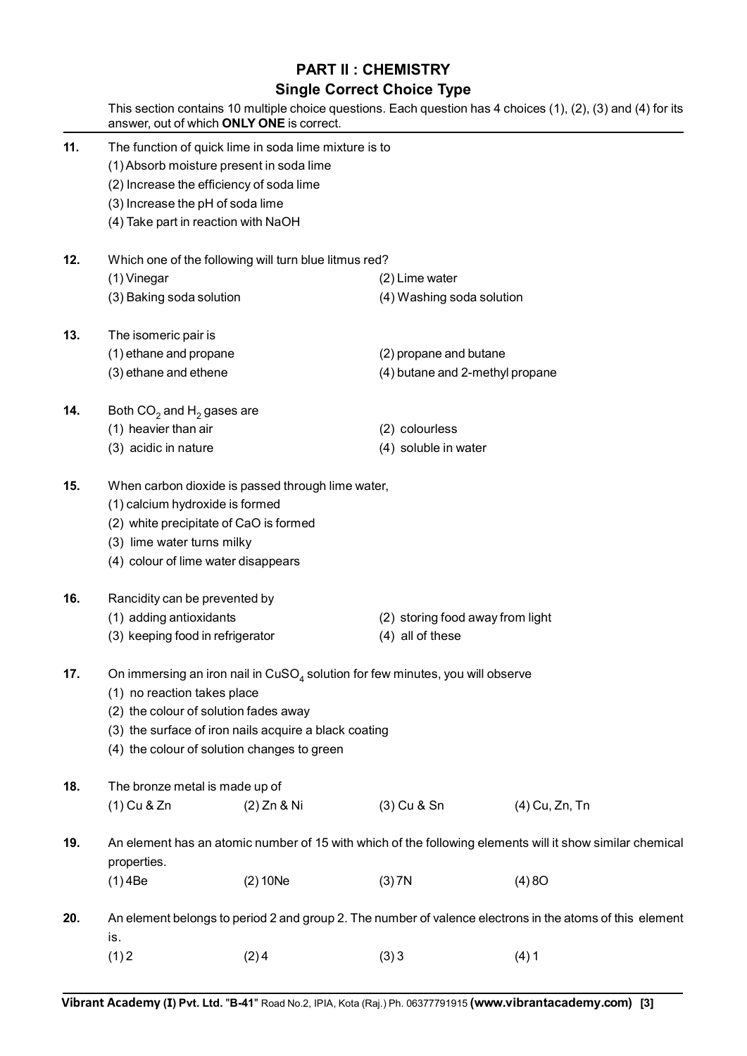# PART II : CHEMISTRY

## Single Correct Choice Type

This section contains 10 multiple choice questions. Each question has 4 choices (1), (2), (3) and (4) for its answer, out of which **ONLY ONE** is correct.

**11.** The function of quick lime in soda lime mixture is to

(1) Absorb moisture present in soda lime

(2) Increase the efficiency of soda lime

(3) Increase the pH of soda lime

(4) Take part in reaction with NaOH

**12.** Which one of the following will turn blue litmus red?

(1) Vinegar

(2) Lime water

(3) Baking soda solution

(4) Washing soda solution

**13.** The isomeric pair is

(1) ethane and propane

(2) propane and butane

(3) ethane and ethene

(4) butane and 2-methyl propane

**14.** Both $CO_2$ and $H_2$ gases are

(1) heavier than air

(2) colourless

(3) acidic in nature

(4) soluble in water

**15.** When carbon dioxide is passed through lime water,

(1) calcium hydroxide is formed

(2) white precipitate of CaO is formed

(3) lime water turns milky

(4) colour of lime water disappears

**16.** Rancidity can be prevented by

(1) adding antioxidants

(2) storing food away from light

(3) keeping food in refrigerator

(4) all of these

**17.** On immersing an iron nail in $CuSO_4$ solution for few minutes, you will observe

(1) no reaction takes place

(2) the colour of solution fades away

(3) the surface of iron nails acquire a black coating

(4) the colour of solution changes to green

**18.** The bronze metal is made up of

(1) Cu & Zn

(2) Zn & Ni

(3) Cu & Sn

(4) Cu, Zn, Tn

**19.** An element has an atomic number of 15 with which of the following elements will it show similar chemical properties.

(1) 4Be

(2) 10Ne

(3) 7N

(4) 8O

**20.** An element belongs to period 2 and group 2. The number of valence electrons in the atoms of this element is.

(1) 2

(2) 4

(3) 3

(4) 1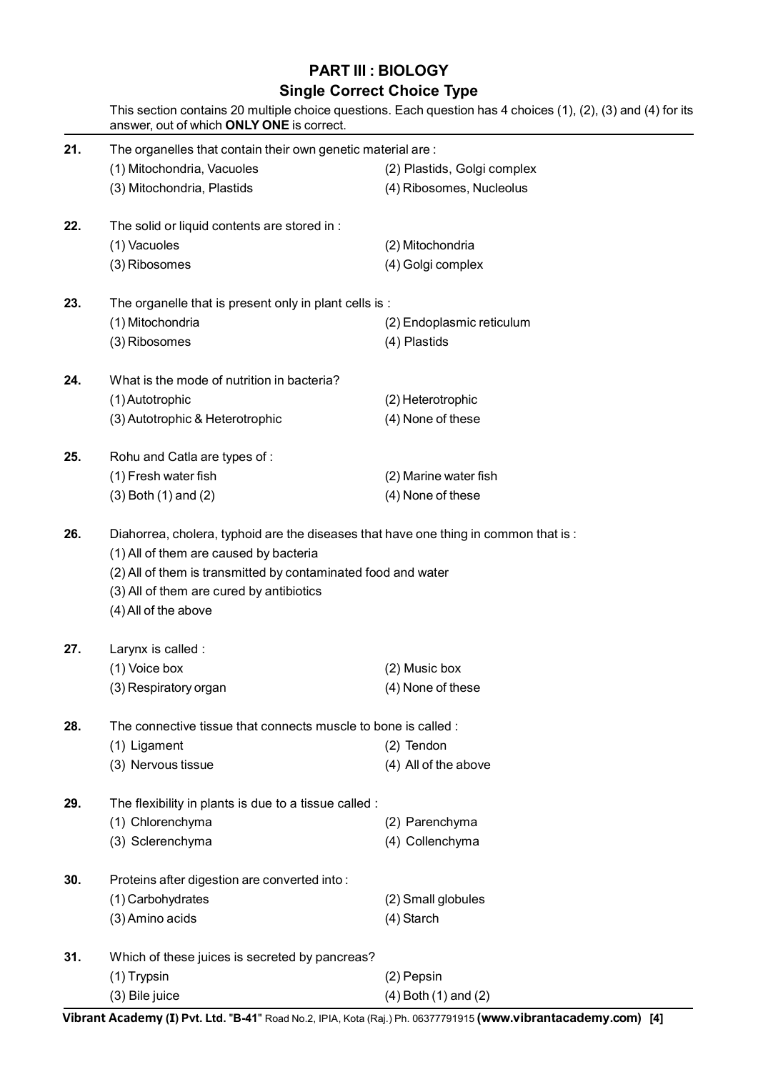## PART III : BIOLOGY

### Single Correct Choice Type

This section contains 20 multiple choice questions. Each question has 4 choices (1), (2), (3) and (4) for its answer, out of which **ONLY ONE** is correct.

**21.** The organelles that contain their own genetic material are :

(1) Mitochondria, Vacuoles
(2) Plastids, Golgi complex
(3) Mitochondria, Plastids
(4) Ribosomes, Nucleolus

**22.** The solid or liquid contents are stored in :

(1) Vacuoles
(2) Mitochondria
(3) Ribosomes
(4) Golgi complex

**23.** The organelle that is present only in plant cells is :

(1) Mitochondria
(2) Endoplasmic reticulum
(3) Ribosomes
(4) Plastids

**24.** What is the mode of nutrition in bacteria?

(1) Autotrophic
(2) Heterotrophic
(3) Autotrophic & Heterotrophic
(4) None of these

**25.** Rohu and Catla are types of :

(1) Fresh water fish
(2) Marine water fish
(3) Both (1) and (2)
(4) None of these

**26.** Diahorrea, cholera, typhoid are the diseases that have one thing in common that is :

(1) All of them are caused by bacteria
(2) All of them is transmitted by contaminated food and water
(3) All of them are cured by antibiotics
(4) All of the above

**27.** Larynx is called :

(1) Voice box
(2) Music box
(3) Respiratory organ
(4) None of these

**28.** The connective tissue that connects muscle to bone is called :

(1) Ligament
(2) Tendon
(3) Nervous tissue
(4) All of the above

**29.** The flexibility in plants is due to a tissue called :

(1) Chlorenchyma
(2) Parenchyma
(3) Sclerenchyma
(4) Collenchyma

**30.** Proteins after digestion are converted into :

(1) Carbohydrates
(2) Small globules
(3) Amino acids
(4) Starch

**31.** Which of these juices is secreted by pancreas?

(1) Trypsin
(2) Pepsin
(3) Bile juice
(4) Both (1) and (2)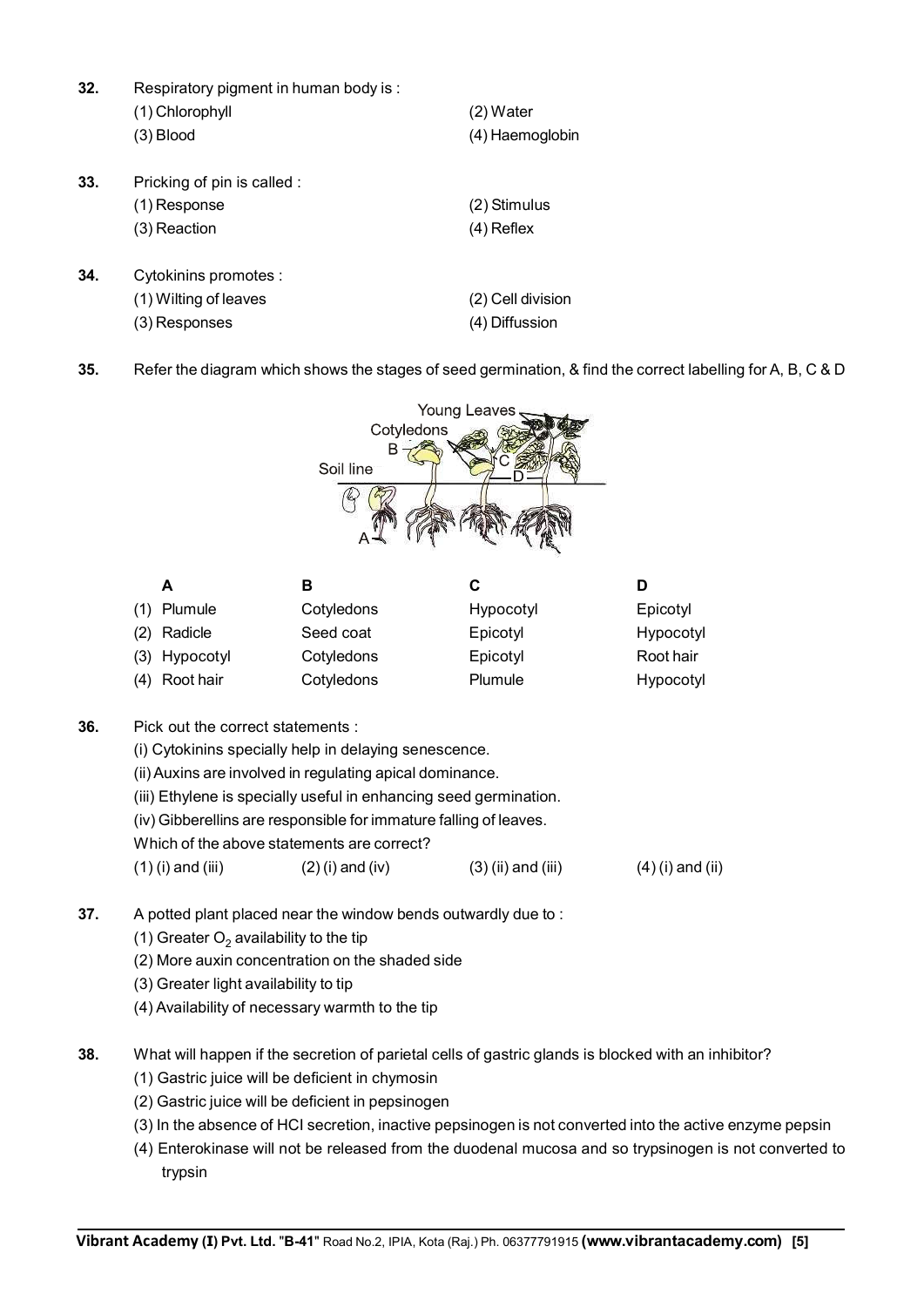**32.** Respiratory pigment in human body is :

(1) Chlorophyll
(2) Water
(3) Blood
(4) Haemoglobin

**33.** Pricking of pin is called :

(1) Response
(2) Stimulus
(3) Reaction
(4) Reflex

**34.** Cytokinins promotes :

(1) Wilting of leaves
(2) Cell division
(3) Responses
(4) Diffussion

**35.** Refer the diagram which shows the stages of seed germination, & find the correct labelling for A, B, C & D

| | A | B | C | D |
|---|---|---|---|---|
| (1) | Plumule | Cotyledons | Hypocotyl | Epicotyl |
| (2) | Radicle | Seed coat | Epicotyl | Hypocotyl |
| (3) | Hypocotyl | Cotyledons | Epicotyl | Root hair |
| (4) | Root hair | Cotyledons | Plumule | Hypocotyl |

**36.** Pick out the correct statements :

(i) Cytokinins specially help in delaying senescence.
(ii) Auxins are involved in regulating apical dominance.
(iii) Ethylene is specially useful in enhancing seed germination.
(iv) Gibberellins are responsible for immature falling of leaves.

Which of the above statements are correct?

(1) (i) and (iii)
(2) (i) and (iv)
(3) (ii) and (iii)
(4) (i) and (ii)

**37.** A potted plant placed near the window bends outwardly due to :

(1) Greater $O_2$ availability to the tip
(2) More auxin concentration on the shaded side
(3) Greater light availability to tip
(4) Availability of necessary warmth to the tip

**38.** What will happen if the secretion of parietal cells of gastric glands is blocked with an inhibitor?

(1) Gastric juice will be deficient in chymosin
(2) Gastric juice will be deficient in pepsinogen
(3) In the absence of HCl secretion, inactive pepsinogen is not converted into the active enzyme pepsin
(4) Enterokinase will not be released from the duodenal mucosa and so trypsinogen is not converted to trypsin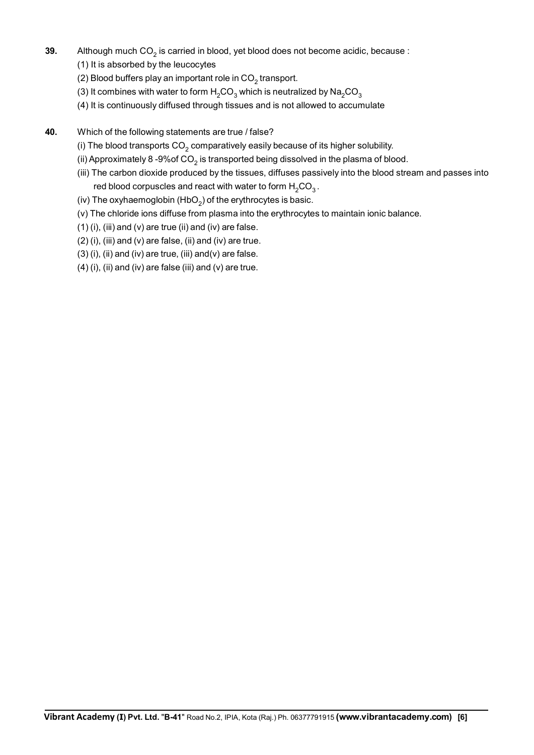**39.** Although much $CO_2$ is carried in blood, yet blood does not become acidic, because :

(1) It is absorbed by the leucocytes

(2) Blood buffers play an important role in $CO_2$ transport.

(3) It combines with water to form $H_2CO_3$ which is neutralized by $Na_2CO_3$

(4) It is continuously diffused through tissues and is not allowed to accumulate

**40.** Which of the following statements are true / false?

(i) The blood transports $CO_2$ comparatively easily because of its higher solubility.

(ii) Approximately 8 -9%of $CO_2$ is transported being dissolved in the plasma of blood.

(iii) The carbon dioxide produced by the tissues, diffuses passively into the blood stream and passes into red blood corpuscles and react with water to form $H_2CO_3$.

(iv) The oxyhaemoglobin ($HbO_2$) of the erythrocytes is basic.

(v) The chloride ions diffuse from plasma into the erythrocytes to maintain ionic balance.

(1) (i), (iii) and (v) are true (ii) and (iv) are false.

(2) (i), (iii) and (v) are false, (ii) and (iv) are true.

(3) (i), (ii) and (iv) are true, (iii) and(v) are false.

(4) (i), (ii) and (iv) are false (iii) and (v) are true.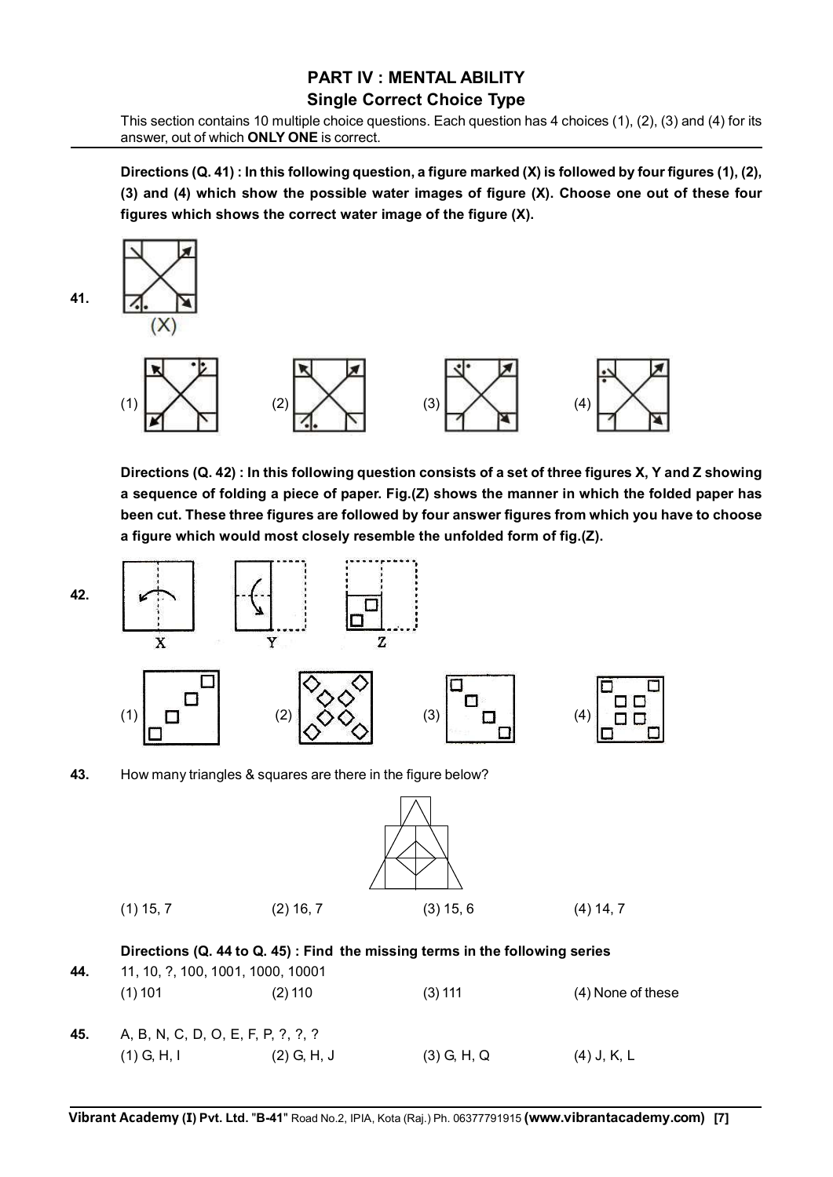## PART IV : MENTAL ABILITY

### Single Correct Choice Type

This section contains 10 multiple choice questions. Each question has 4 choices (1), (2), (3) and (4) for its answer, out of which **ONLY ONE** is correct.

**Directions (Q. 41) : In this following question, a figure marked (X) is followed by four figures (1), (2), (3) and (4) which show the possible water images of figure (X). Choose one out of these four figures which shows the correct water image of the figure (X).**

**41.** (X)

(1) (2) (3) (4)

**Directions (Q. 42) : In this following question consists of a set of three figures X, Y and Z showing a sequence of folding a piece of paper. Fig.(Z) shows the manner in which the folded paper has been cut. These three figures are followed by four answer figures from which you have to choose a figure which would most closely resemble the unfolded form of fig.(Z).**

**42.** X Y Z

(1) (2) (3) (4)

**43.** How many triangles & squares are there in the figure below?

(1) 15, 7 (2) 16, 7 (3) 15, 6 (4) 14, 7

**Directions (Q. 44 to Q. 45) : Find the missing terms in the following series**

**44.** 11, 10, ?, 100, 1001, 1000, 10001

(1) 101 (2) 110 (3) 111 (4) None of these

**45.** A, B, N, C, D, O, E, F, P, ?, ?, ?

(1) G, H, I (2) G, H, J (3) G, H, Q (4) J, K, L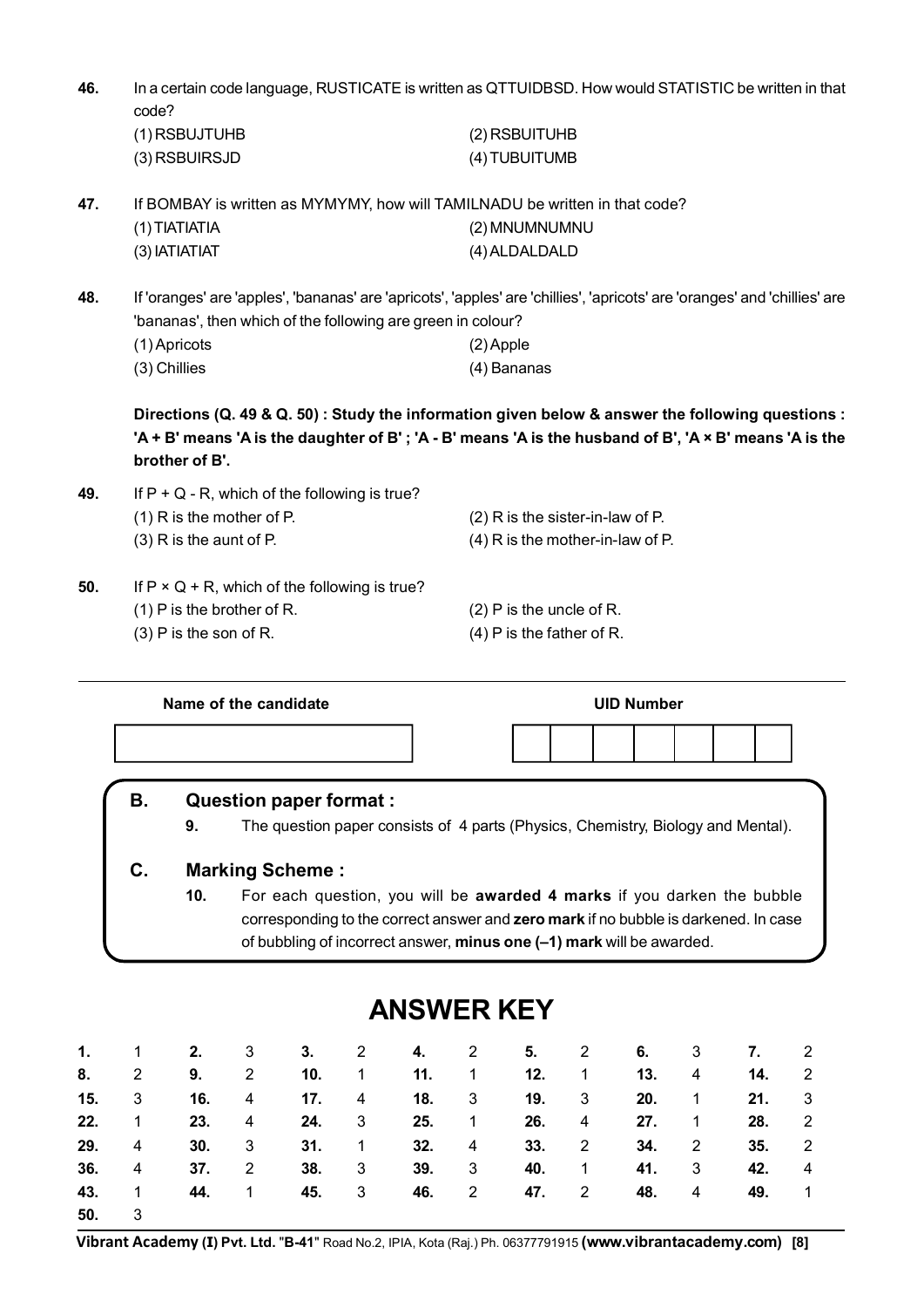**46.** In a certain code language, RUSTICATE is written as QTTUIDBSD. How would STATISTIC be written in that code?

(1) RSBUJTUHB (2) RSBUITUHB
(3) RSBUIRSJD (4) TUBUITUMB

**47.** If BOMBAY is written as MYMYMY, how will TAMILNADU be written in that code?

(1) TIATIATIA (2) MNUMNUMNU
(3) IATIATIAT (4) ALDALDALD

**48.** If 'oranges' are 'apples', 'bananas' are 'apricots', 'apples' are 'chillies', 'apricots' are 'oranges' and 'chillies' are 'bananas', then which of the following are green in colour?

(1) Apricots (2) Apple
(3) Chillies (4) Bananas

**Directions (Q. 49 & Q. 50) : Study the information given below & answer the following questions : 'A + B' means 'A is the daughter of B' ; 'A - B' means 'A is the husband of B', 'A × B' means 'A is the brother of B'.**

**49.** If P + Q - R, which of the following is true?

(1) R is the mother of P. (2) R is the sister-in-law of P.
(3) R is the aunt of P. (4) R is the mother-in-law of P.

**50.** If P × Q + R, which of the following is true?

(1) P is the brother of R. (2) P is the uncle of R.
(3) P is the son of R. (4) P is the father of R.

**Name of the candidate** | **UID Number**

**B. Question paper format :**

**9.** The question paper consists of 4 parts (Physics, Chemistry, Biology and Mental).

**C. Marking Scheme :**

**10.** For each question, you will be **awarded 4 marks** if you darken the bubble corresponding to the correct answer and **zero mark** if no bubble is darkened. In case of bubbling of incorrect answer, **minus one (–1) mark** will be awarded.

# ANSWER KEY

| | | | | | | | | | | | | | |
|---|---|---|---|---|---|---|---|---|---|---|---|---|---|
| **1.** | 1 | **2.** | 3 | **3.** | 2 | **4.** | 2 | **5.** | 2 | **6.** | 3 | **7.** | 2 |
| **8.** | 2 | **9.** | 2 | **10.** | 1 | **11.** | 1 | **12.** | 1 | **13.** | 4 | **14.** | 2 |
| **15.** | 3 | **16.** | 4 | **17.** | 4 | **18.** | 3 | **19.** | 3 | **20.** | 1 | **21.** | 3 |
| **22.** | 1 | **23.** | 4 | **24.** | 3 | **25.** | 1 | **26.** | 4 | **27.** | 1 | **28.** | 2 |
| **29.** | 4 | **30.** | 3 | **31.** | 1 | **32.** | 4 | **33.** | 2 | **34.** | 2 | **35.** | 2 |
| **36.** | 4 | **37.** | 2 | **38.** | 3 | **39.** | 3 | **40.** | 1 | **41.** | 3 | **42.** | 4 |
| **43.** | 1 | **44.** | 1 | **45.** | 3 | **46.** | 2 | **47.** | 2 | **48.** | 4 | **49.** | 1 |
| **50.** | 3 | | | | | | | | | | | | |